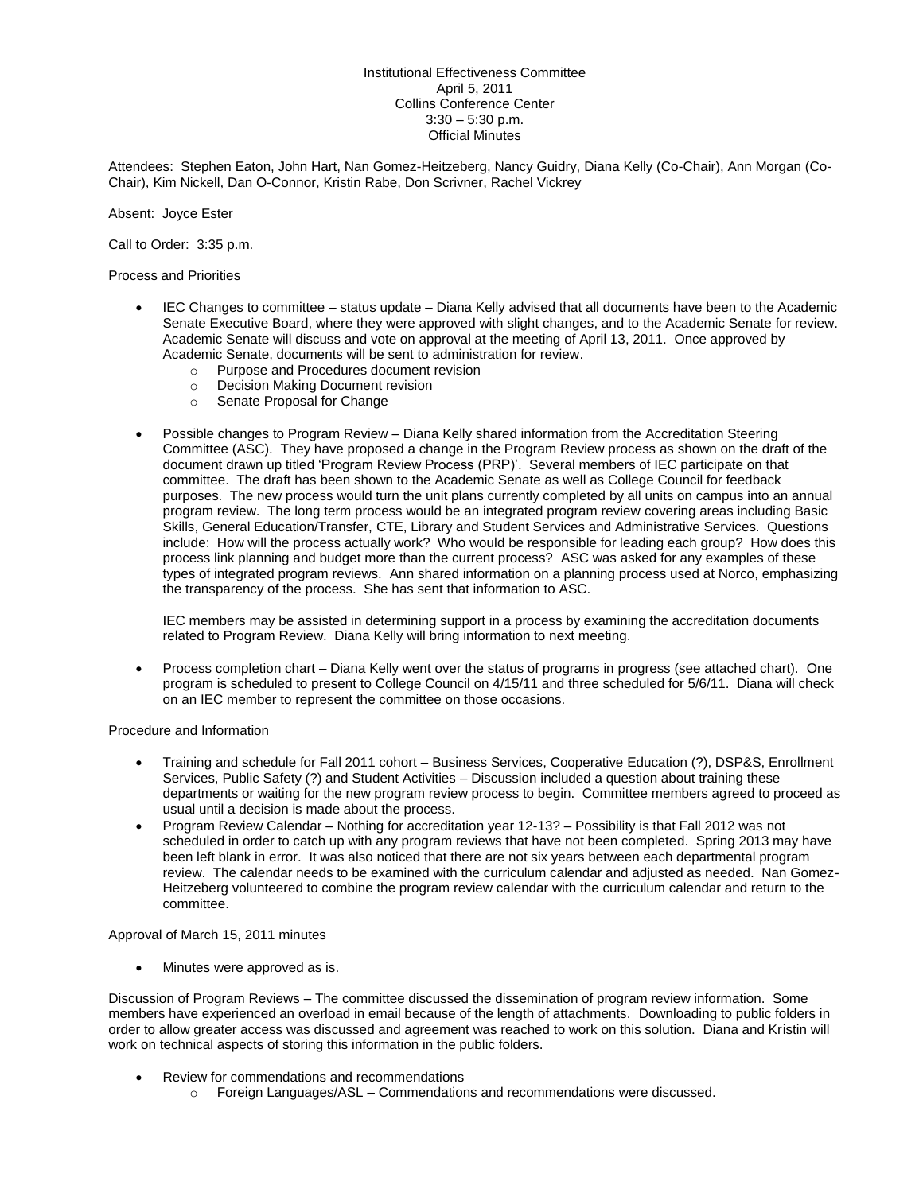Institutional Effectiveness Committee
April 5, 2011
Collins Conference Center
3:30 – 5:30 p.m.
Official Minutes

Attendees: Stephen Eaton, John Hart, Nan Gomez-Heitzeberg, Nancy Guidry, Diana Kelly (Co-Chair), Ann Morgan (Co-Chair), Kim Nickell, Dan O-Connor, Kristin Rabe, Don Scrivner, Rachel Vickrey

Absent: Joyce Ester

Call to Order: 3:35 p.m.

Process and Priorities

- IEC Changes to committee – status update – Diana Kelly advised that all documents have been to the Academic Senate Executive Board, where they were approved with slight changes, and to the Academic Senate for review. Academic Senate will discuss and vote on approval at the meeting of April 13, 2011. Once approved by Academic Senate, documents will be sent to administration for review.
  - Purpose and Procedures document revision
  - Decision Making Document revision
  - Senate Proposal for Change

- Possible changes to Program Review – Diana Kelly shared information from the Accreditation Steering Committee (ASC). They have proposed a change in the Program Review process as shown on the draft of the document drawn up titled 'Program Review Process (PRP)'. Several members of IEC participate on that committee. The draft has been shown to the Academic Senate as well as College Council for feedback purposes. The new process would turn the unit plans currently completed by all units on campus into an annual program review. The long term process would be an integrated program review covering areas including Basic Skills, General Education/Transfer, CTE, Library and Student Services and Administrative Services. Questions include: How will the process actually work? Who would be responsible for leading each group? How does this process link planning and budget more than the current process? ASC was asked for any examples of these types of integrated program reviews. Ann shared information on a planning process used at Norco, emphasizing the transparency of the process. She has sent that information to ASC.

  IEC members may be assisted in determining support in a process by examining the accreditation documents related to Program Review. Diana Kelly will bring information to next meeting.

- Process completion chart – Diana Kelly went over the status of programs in progress (see attached chart). One program is scheduled to present to College Council on 4/15/11 and three scheduled for 5/6/11. Diana will check on an IEC member to represent the committee on those occasions.

Procedure and Information

- Training and schedule for Fall 2011 cohort – Business Services, Cooperative Education (?), DSP&S, Enrollment Services, Public Safety (?) and Student Activities – Discussion included a question about training these departments or waiting for the new program review process to begin. Committee members agreed to proceed as usual until a decision is made about the process.
- Program Review Calendar – Nothing for accreditation year 12-13? – Possibility is that Fall 2012 was not scheduled in order to catch up with any program reviews that have not been completed. Spring 2013 may have been left blank in error. It was also noticed that there are not six years between each departmental program review. The calendar needs to be examined with the curriculum calendar and adjusted as needed. Nan Gomez-Heitzeberg volunteered to combine the program review calendar with the curriculum calendar and return to the committee.

Approval of March 15, 2011 minutes

- Minutes were approved as is.

Discussion of Program Reviews – The committee discussed the dissemination of program review information. Some members have experienced an overload in email because of the length of attachments. Downloading to public folders in order to allow greater access was discussed and agreement was reached to work on this solution. Diana and Kristin will work on technical aspects of storing this information in the public folders.

- Review for commendations and recommendations
  - Foreign Languages/ASL – Commendations and recommendations were discussed.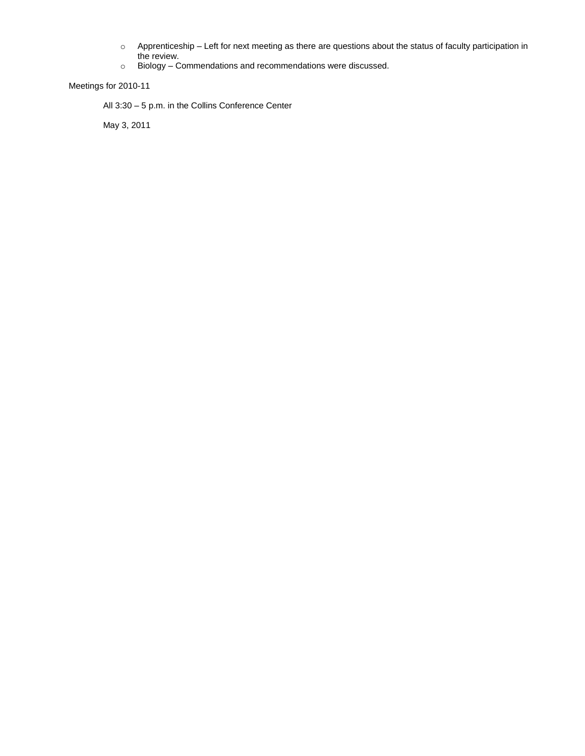- Apprenticeship – Left for next meeting as there are questions about the status of faculty participation in the review.
  - Biology – Commendations and recommendations were discussed.

Meetings for 2010-11

All 3:30 – 5 p.m. in the Collins Conference Center

May 3, 2011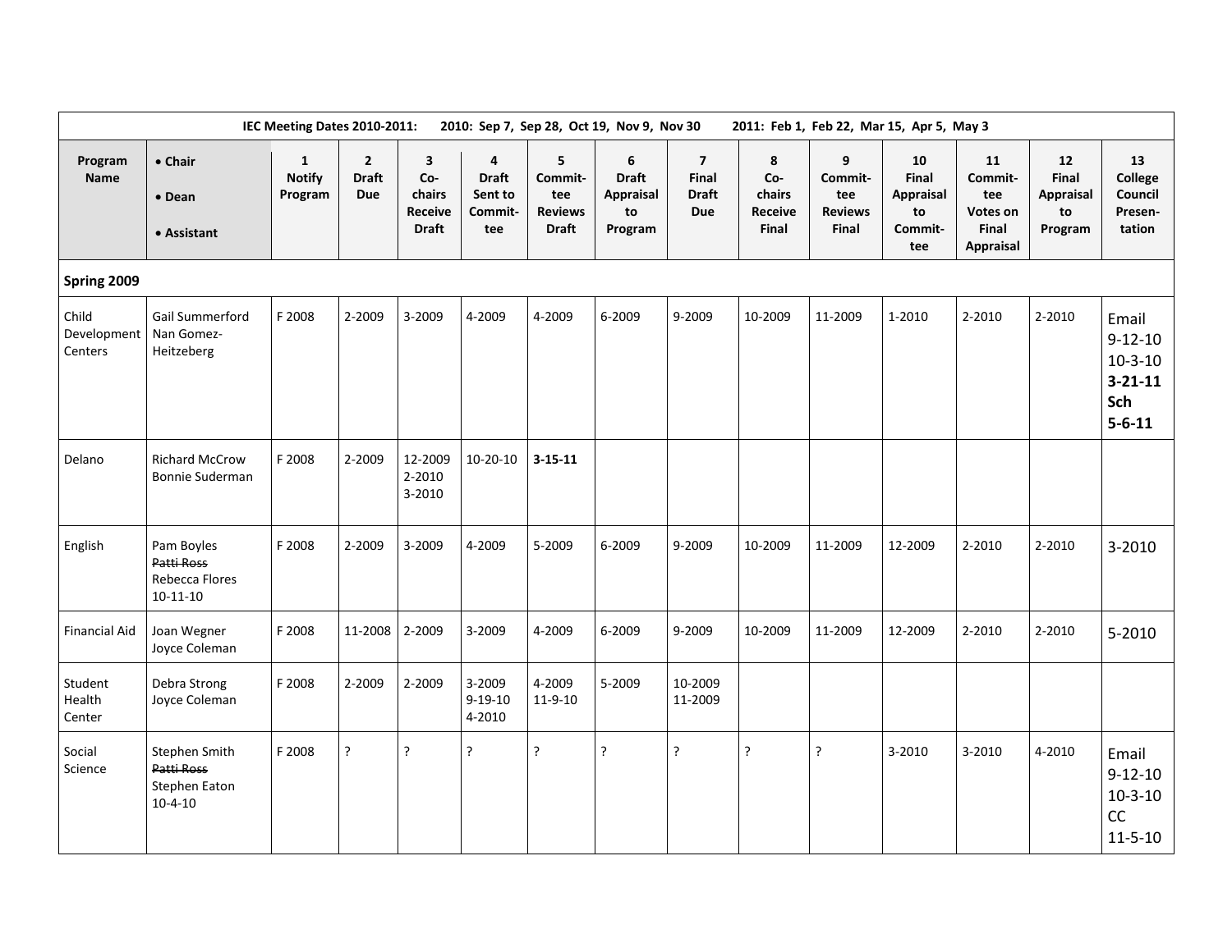| IEC Meeting Dates 2010-2011: 2010: Sep 7, Sep 28, Oct 19, Nov 9, Nov 30 2011: Feb 1, Feb 22, Mar 15, Apr 5, May 3 | | | | | | | | | | | | | | |
|---|---|---|---|---|---|---|---|---|---|---|---|---|---|---|
| **Program Name** | • **Chair**<br>• **Dean**<br>• **Assistant** | **1 Notify Program** | **2 Draft Due** | **3 Co-chairs Receive Draft** | **4 Draft Sent to Commit-tee** | **5 Commit-tee Reviews Draft** | **6 Draft Appraisal to Program** | **7 Final Draft Due** | **8 Co-chairs Receive Final** | **9 Commit-tee Reviews Final** | **10 Final Appraisal to Commit-tee** | **11 Commit-tee Votes on Final Appraisal** | **12 Final Appraisal to Program** | **13 College Council Presen-tation** |
| **Spring 2009** | | | | | | | | | | | | | | |
| Child Development Centers | Gail Summerford<br>Nan Gomez-Heitzeberg | F 2008 | 2-2009 | 3-2009 | 4-2009 | 4-2009 | 6-2009 | 9-2009 | 10-2009 | 11-2009 | 1-2010 | 2-2010 | 2-2010 | Email<br>9-12-10<br>10-3-10<br>**3-21-11**<br>**Sch**<br>**5-6-11** |
| Delano | Richard McCrow<br>Bonnie Suderman | F 2008 | 2-2009 | 12-2009<br>2-2010<br>3-2010 | 10-20-10 | **3-15-11** | | | | | | | | |
| English | Pam Boyles<br>~~Patti Ross~~<br>Rebecca Flores<br>10-11-10 | F 2008 | 2-2009 | 3-2009 | 4-2009 | 5-2009 | 6-2009 | 9-2009 | 10-2009 | 11-2009 | 12-2009 | 2-2010 | 2-2010 | 3-2010 |
| Financial Aid | Joan Wegner<br>Joyce Coleman | F 2008 | 11-2008 | 2-2009 | 3-2009 | 4-2009 | 6-2009 | 9-2009 | 10-2009 | 11-2009 | 12-2009 | 2-2010 | 2-2010 | 5-2010 |
| Student Health Center | Debra Strong<br>Joyce Coleman | F 2008 | 2-2009 | 2-2009 | 3-2009<br>9-19-10<br>4-2010 | 4-2009<br>11-9-10 | 5-2009 | 10-2009<br>11-2009 | | | | | | |
| Social Science | Stephen Smith<br>~~Patti Ross~~<br>Stephen Eaton<br>10-4-10 | F 2008 | ? | ? | ? | ? | ? | ? | ? | ? | 3-2010 | 3-2010 | 4-2010 | Email<br>9-12-10<br>10-3-10<br>CC<br>11-5-10 |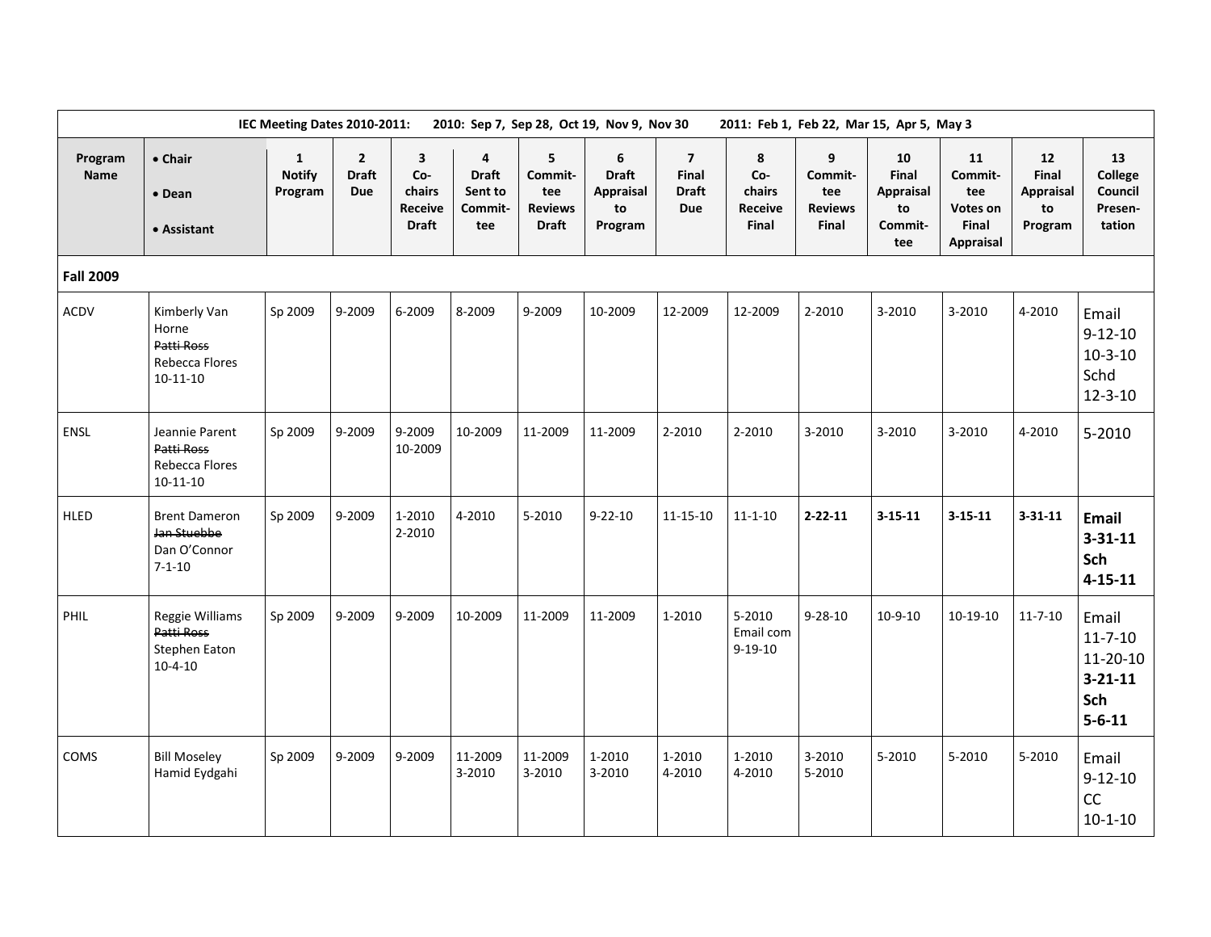| IEC Meeting Dates 2010-2011: 2010: Sep 7, Sep 28, Oct 19, Nov 9, Nov 30 2011: Feb 1, Feb 22, Mar 15, Apr 5, May 3 | | | | | | | | | | | | | | |
|---|---|---|---|---|---|---|---|---|---|---|---|---|---|---|
| **Program Name** | • **Chair** • **Dean** • **Assistant** | **1 Notify Program** | **2 Draft Due** | **3 Co-chairs Receive Draft** | **4 Draft Sent to Commit-tee** | **5 Commit-tee Reviews Draft** | **6 Draft Appraisal to Program** | **7 Final Draft Due** | **8 Co-chairs Receive Final** | **9 Commit-tee Reviews Final** | **10 Final Appraisal to Commit-tee** | **11 Commit-tee Votes on Final Appraisal** | **12 Final Appraisal to Program** | **13 College Council Presen-tation** |
| **Fall 2009** | | | | | | | | | | | | | | |
| ACDV | Kimberly Van Horne ~~Patti Ross~~ Rebecca Flores 10-11-10 | Sp 2009 | 9-2009 | 6-2009 | 8-2009 | 9-2009 | 10-2009 | 12-2009 | 12-2009 | 2-2010 | 3-2010 | 3-2010 | 4-2010 | Email 9-12-10 10-3-10 Schd 12-3-10 |
| ENSL | Jeannie Parent ~~Patti Ross~~ Rebecca Flores 10-11-10 | Sp 2009 | 9-2009 | 9-2009 10-2009 | 10-2009 | 11-2009 | 11-2009 | 2-2010 | 2-2010 | 3-2010 | 3-2010 | 3-2010 | 4-2010 | 5-2010 |
| HLED | Brent Dameron ~~Jan Stuebbe~~ Dan O'Connor 7-1-10 | Sp 2009 | 9-2009 | 1-2010 2-2010 | 4-2010 | 5-2010 | 9-22-10 | 11-15-10 | 11-1-10 | **2-22-11** | **3-15-11** | **3-15-11** | **3-31-11** | **Email 3-31-11 Sch 4-15-11** |
| PHIL | Reggie Williams ~~Patti Ross~~ Stephen Eaton 10-4-10 | Sp 2009 | 9-2009 | 9-2009 | 10-2009 | 11-2009 | 11-2009 | 1-2010 | 5-2010 Email com 9-19-10 | 9-28-10 | 10-9-10 | 10-19-10 | 11-7-10 | Email 11-7-10 11-20-10 **3-21-11 Sch 5-6-11** |
| COMS | Bill Moseley Hamid Eydgahi | Sp 2009 | 9-2009 | 9-2009 | 11-2009 3-2010 | 11-2009 3-2010 | 1-2010 3-2010 | 1-2010 4-2010 | 1-2010 4-2010 | 3-2010 5-2010 | 5-2010 | 5-2010 | 5-2010 | Email 9-12-10 CC 10-1-10 |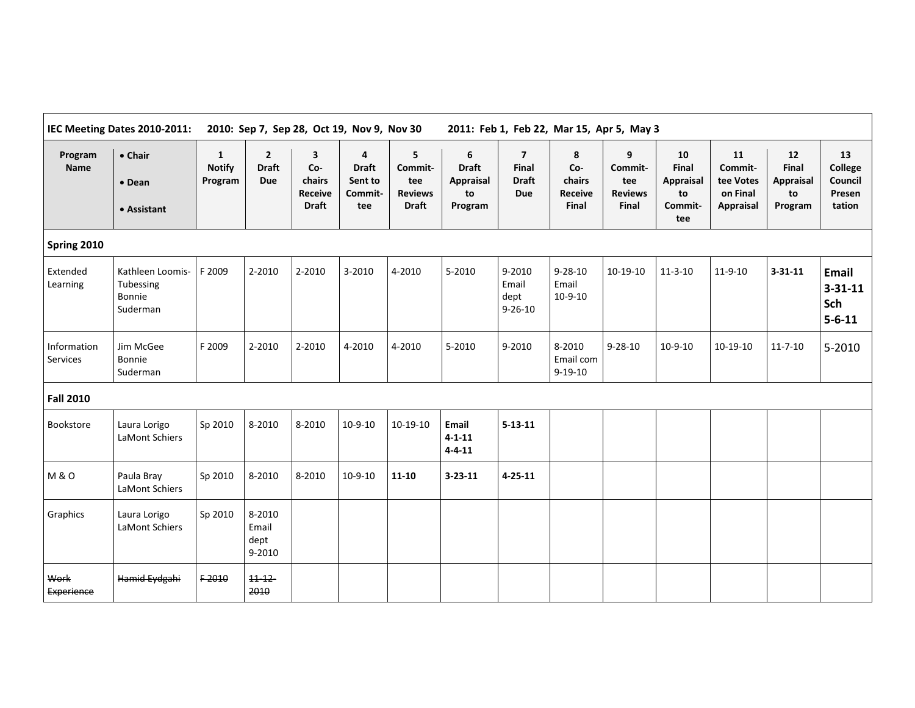| IEC Meeting Dates 2010-2011: 2010: Sep 7, Sep 28, Oct 19, Nov 9, Nov 30 2011: Feb 1, Feb 22, Mar 15, Apr 5, May 3 | | | | | | | | | | | | | |
|---|---|---|---|---|---|---|---|---|---|---|---|---|---|
| **Program Name** | • **Chair** • **Dean** • **Assistant** | **1 Notify Program** | **2 Draft Due** | **3 Co-chairs Receive Draft** | **4 Draft Sent to Commit-tee** | **5 Commit-tee Reviews Draft** | **6 Draft Appraisal to Program** | **7 Final Draft Due** | **8 Co-chairs Receive Final** | **9 Commit-tee Reviews Final** | **10 Final Appraisal to Commit-tee** | **11 Commit-tee Votes on Final Appraisal** | **12 Final Appraisal to Program** | **13 College Council Presen tation** |
| **Spring 2010** | | | | | | | | | | | | | | |
| Extended Learning | Kathleen Loomis-Tubessing Bonnie Suderman | F 2009 | 2-2010 | 2-2010 | 3-2010 | 4-2010 | 5-2010 | 9-2010 Email dept 9-26-10 | 9-28-10 Email 10-9-10 | 10-19-10 | 11-3-10 | 11-9-10 | **3-31-11** | **Email 3-31-11 Sch 5-6-11** |
| Information Services | Jim McGee Bonnie Suderman | F 2009 | 2-2010 | 2-2010 | 4-2010 | 4-2010 | 5-2010 | 9-2010 | 8-2010 Email com 9-19-10 | 9-28-10 | 10-9-10 | 10-19-10 | 11-7-10 | 5-2010 |
| **Fall 2010** | | | | | | | | | | | | | | |
| Bookstore | Laura Lorigo LaMont Schiers | Sp 2010 | 8-2010 | 8-2010 | 10-9-10 | 10-19-10 | **Email 4-1-11 4-4-11** | **5-13-11** | | | | | | |
| M & O | Paula Bray LaMont Schiers | Sp 2010 | 8-2010 | 8-2010 | 10-9-10 | **11-10** | **3-23-11** | **4-25-11** | | | | | | |
| Graphics | Laura Lorigo LaMont Schiers | Sp 2010 | 8-2010 Email dept 9-2010 | | | | | | | | | | | |
| ~~Work Experience~~ | ~~Hamid Eydgahi~~ | ~~F 2010~~ | ~~11-12-2010~~ | | | | | | | | | | | |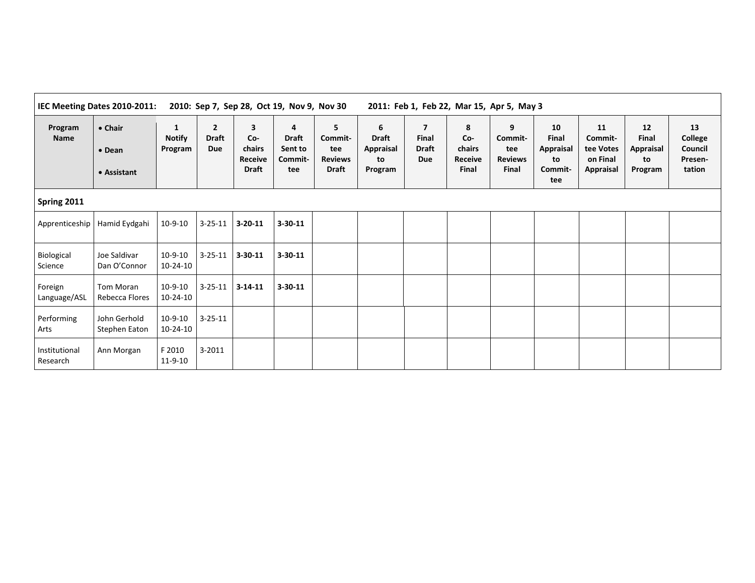| IEC Meeting Dates 2010-2011: 2010: Sep 7, Sep 28, Oct 19, Nov 9, Nov 30 2011: Feb 1, Feb 22, Mar 15, Apr 5, May 3 | | | | | | | | | | | | | | |
|---|---|---|---|---|---|---|---|---|---|---|---|---|---|---|
| **Program Name** | **• Chair • Dean • Assistant** | **1 Notify Program** | **2 Draft Due** | **3 Co-chairs Receive Draft** | **4 Draft Sent to Commit-tee** | **5 Commit-tee Reviews Draft** | **6 Draft Appraisal to Program** | **7 Final Draft Due** | **8 Co-chairs Receive Final** | **9 Commit-tee Reviews Final** | **10 Final Appraisal to Commit-tee** | **11 Commit-tee Votes on Final Appraisal** | **12 Final Appraisal to Program** | **13 College Council Presen-tation** |
| **Spring 2011** | | | | | | | | | | | | | | |
| Apprenticeship | Hamid Eydgahi | 10-9-10 | 3-25-11 | **3-20-11** | **3-30-11** | | | | | | | | | |
| Biological Science | Joe Saldivar Dan O'Connor | 10-9-10 10-24-10 | 3-25-11 | **3-30-11** | **3-30-11** | | | | | | | | | |
| Foreign Language/ASL | Tom Moran Rebecca Flores | 10-9-10 10-24-10 | 3-25-11 | **3-14-11** | **3-30-11** | | | | | | | | | |
| Performing Arts | John Gerhold Stephen Eaton | 10-9-10 10-24-10 | 3-25-11 | | | | | | | | | | | |
| Institutional Research | Ann Morgan | F 2010 11-9-10 | 3-2011 | | | | | | | | | | | |